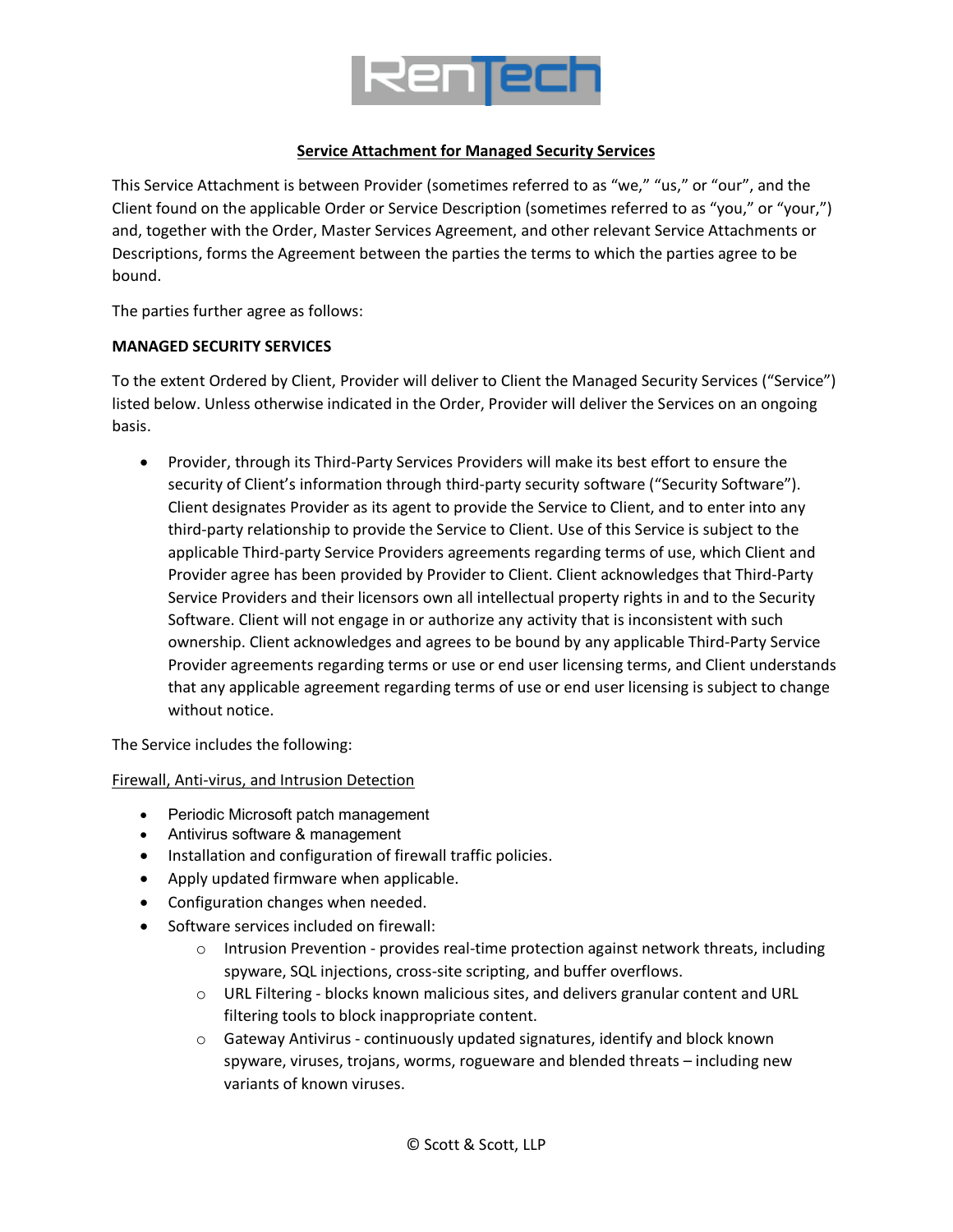# Service Attachment for Managed Security Services

This Service Attachment is between Provider (sometimes referred to as "we," "us," or "our", and the Client found on the applicable Order or Service Description (sometimes referred to as "you," or "your,") and, together with the Order, Master Services Agreement, and other relevant Service Attachments or Descriptions, forms the Agreement between the parties the terms to which the parties agree to be bound.

The parties further agree as follows:

**MANAGED SECURITY SERVICES**

To the extent Ordered by Client, Provider will deliver to Client the Managed Security Services ("Service") listed below. Unless otherwise indicated in the Order, Provider will deliver the Services on an ongoing basis.

- Provider, through its Third-Party Services Providers will make its best effort to ensure the security of Client's information through third-party security software ("Security Software"). Client designates Provider as its agent to provide the Service to Client, and to enter into any third-party relationship to provide the Service to Client. Use of this Service is subject to the applicable Third-party Service Providers agreements regarding terms of use, which Client and Provider agree has been provided by Provider to Client. Client acknowledges that Third-Party Service Providers and their licensors own all intellectual property rights in and to the Security Software. Client will not engage in or authorize any activity that is inconsistent with such ownership. Client acknowledges and agrees to be bound by any applicable Third-Party Service Provider agreements regarding terms or use or end user licensing terms, and Client understands that any applicable agreement regarding terms of use or end user licensing is subject to change without notice.

The Service includes the following:

Firewall, Anti-virus, and Intrusion Detection

- Periodic Microsoft patch management
- Antivirus software & management
- Installation and configuration of firewall traffic policies.
- Apply updated firmware when applicable.
- Configuration changes when needed.
- Software services included on firewall:
  - Intrusion Prevention - provides real-time protection against network threats, including spyware, SQL injections, cross-site scripting, and buffer overflows.
  - URL Filtering - blocks known malicious sites, and delivers granular content and URL filtering tools to block inappropriate content.
  - Gateway Antivirus - continuously updated signatures, identify and block known spyware, viruses, trojans, worms, rogueware and blended threats – including new variants of known viruses.

© Scott & Scott, LLP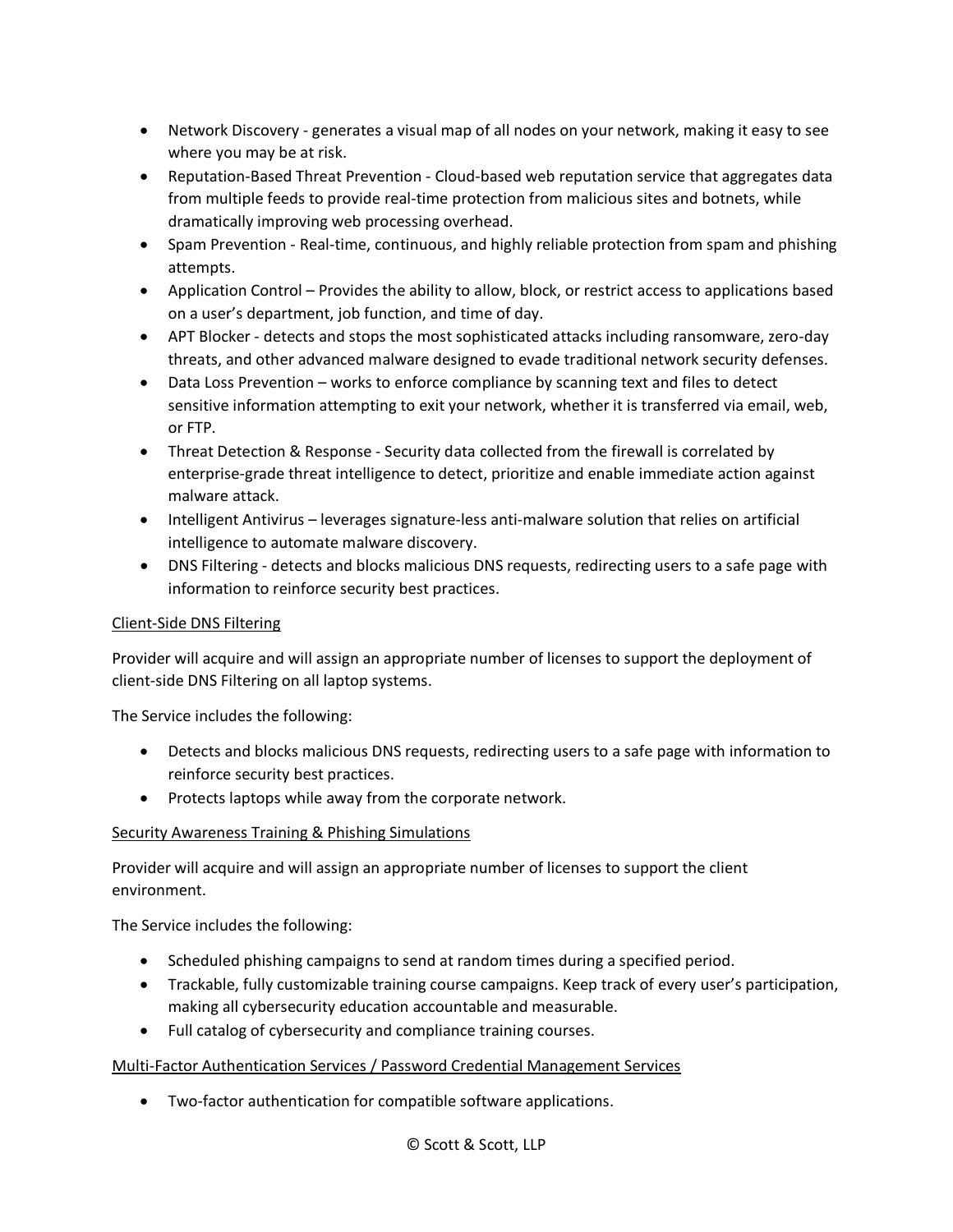- Network Discovery - generates a visual map of all nodes on your network, making it easy to see where you may be at risk.
- Reputation-Based Threat Prevention - Cloud-based web reputation service that aggregates data from multiple feeds to provide real-time protection from malicious sites and botnets, while dramatically improving web processing overhead.
- Spam Prevention - Real-time, continuous, and highly reliable protection from spam and phishing attempts.
- Application Control – Provides the ability to allow, block, or restrict access to applications based on a user's department, job function, and time of day.
- APT Blocker - detects and stops the most sophisticated attacks including ransomware, zero-day threats, and other advanced malware designed to evade traditional network security defenses.
- Data Loss Prevention – works to enforce compliance by scanning text and files to detect sensitive information attempting to exit your network, whether it is transferred via email, web, or FTP.
- Threat Detection & Response - Security data collected from the firewall is correlated by enterprise-grade threat intelligence to detect, prioritize and enable immediate action against malware attack.
- Intelligent Antivirus – leverages signature-less anti-malware solution that relies on artificial intelligence to automate malware discovery.
- DNS Filtering - detects and blocks malicious DNS requests, redirecting users to a safe page with information to reinforce security best practices.

<u>Client-Side DNS Filtering</u>

Provider will acquire and will assign an appropriate number of licenses to support the deployment of client-side DNS Filtering on all laptop systems.

The Service includes the following:

- Detects and blocks malicious DNS requests, redirecting users to a safe page with information to reinforce security best practices.
- Protects laptops while away from the corporate network.

<u>Security Awareness Training & Phishing Simulations</u>

Provider will acquire and will assign an appropriate number of licenses to support the client environment.

The Service includes the following:

- Scheduled phishing campaigns to send at random times during a specified period.
- Trackable, fully customizable training course campaigns. Keep track of every user's participation, making all cybersecurity education accountable and measurable.
- Full catalog of cybersecurity and compliance training courses.

<u>Multi-Factor Authentication Services / Password Credential Management Services</u>

- Two-factor authentication for compatible software applications.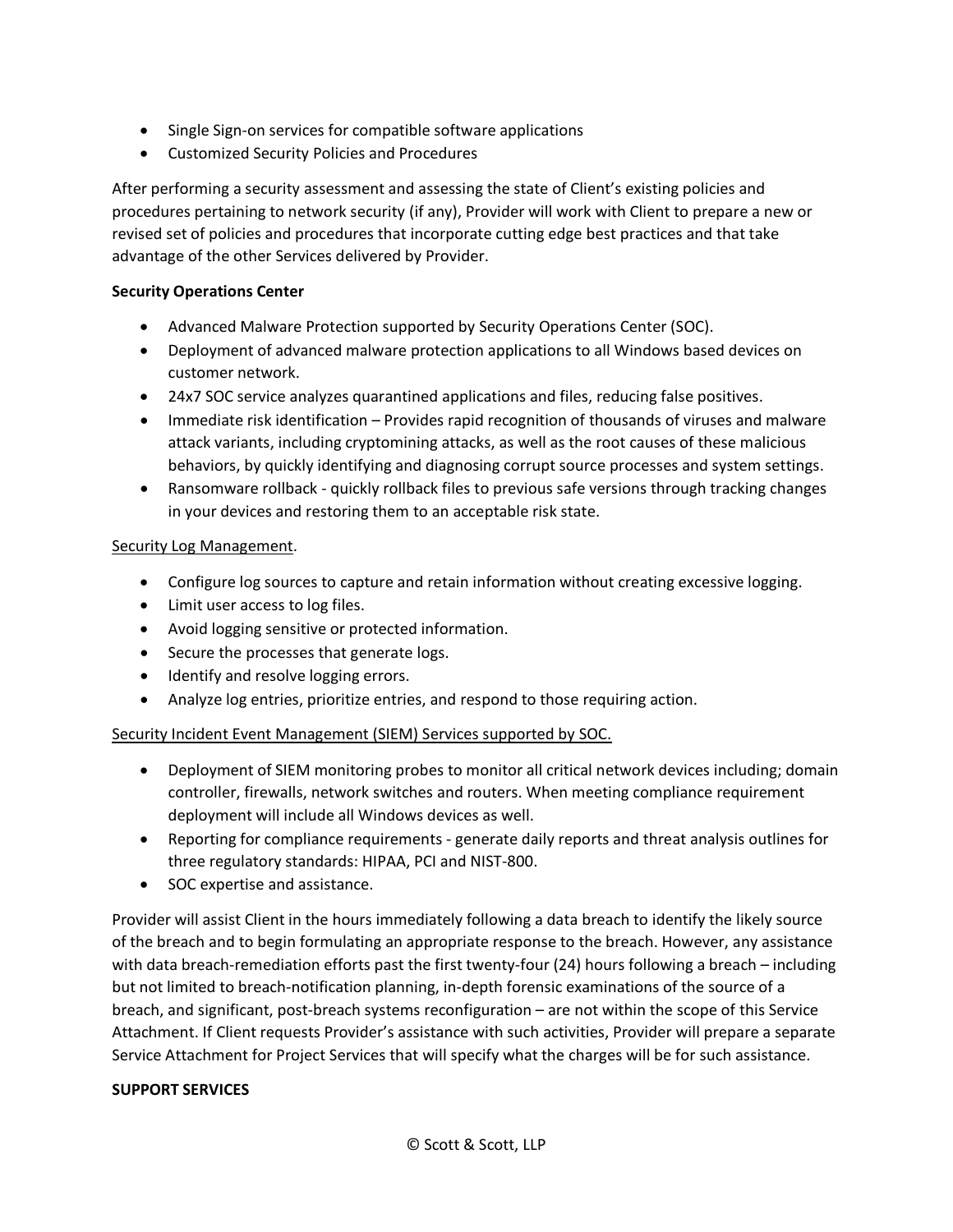- Single Sign-on services for compatible software applications
- Customized Security Policies and Procedures

After performing a security assessment and assessing the state of Client's existing policies and procedures pertaining to network security (if any), Provider will work with Client to prepare a new or revised set of policies and procedures that incorporate cutting edge best practices and that take advantage of the other Services delivered by Provider.

**Security Operations Center**

- Advanced Malware Protection supported by Security Operations Center (SOC).
- Deployment of advanced malware protection applications to all Windows based devices on customer network.
- 24x7 SOC service analyzes quarantined applications and files, reducing false positives.
- Immediate risk identification – Provides rapid recognition of thousands of viruses and malware attack variants, including cryptomining attacks, as well as the root causes of these malicious behaviors, by quickly identifying and diagnosing corrupt source processes and system settings.
- Ransomware rollback - quickly rollback files to previous safe versions through tracking changes in your devices and restoring them to an acceptable risk state.

<u>Security Log Management</u>.

- Configure log sources to capture and retain information without creating excessive logging.
- Limit user access to log files.
- Avoid logging sensitive or protected information.
- Secure the processes that generate logs.
- Identify and resolve logging errors.
- Analyze log entries, prioritize entries, and respond to those requiring action.

<u>Security Incident Event Management (SIEM) Services supported by SOC.</u>

- Deployment of SIEM monitoring probes to monitor all critical network devices including; domain controller, firewalls, network switches and routers. When meeting compliance requirement deployment will include all Windows devices as well.
- Reporting for compliance requirements - generate daily reports and threat analysis outlines for three regulatory standards: HIPAA, PCI and NIST-800.
- SOC expertise and assistance.

Provider will assist Client in the hours immediately following a data breach to identify the likely source of the breach and to begin formulating an appropriate response to the breach. However, any assistance with data breach-remediation efforts past the first twenty-four (24) hours following a breach – including but not limited to breach-notification planning, in-depth forensic examinations of the source of a breach, and significant, post-breach systems reconfiguration – are not within the scope of this Service Attachment. If Client requests Provider's assistance with such activities, Provider will prepare a separate Service Attachment for Project Services that will specify what the charges will be for such assistance.

**SUPPORT SERVICES**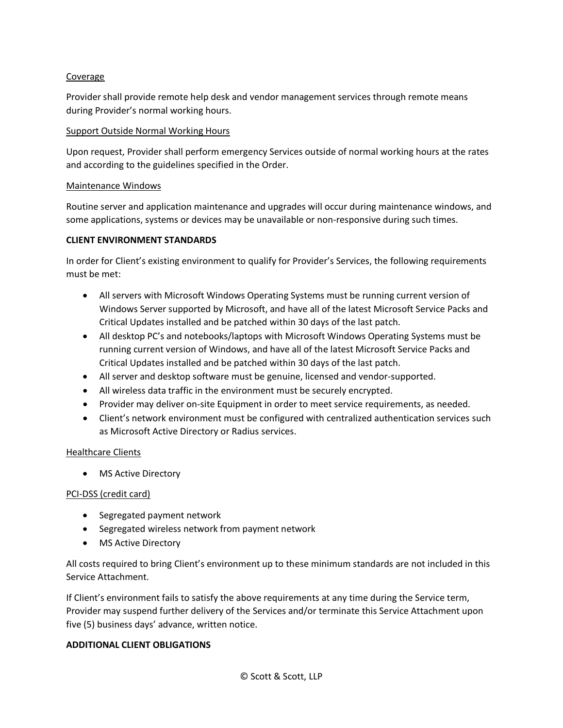Coverage

Provider shall provide remote help desk and vendor management services through remote means during Provider's normal working hours.

Support Outside Normal Working Hours

Upon request, Provider shall perform emergency Services outside of normal working hours at the rates and according to the guidelines specified in the Order.

Maintenance Windows

Routine server and application maintenance and upgrades will occur during maintenance windows, and some applications, systems or devices may be unavailable or non-responsive during such times.

**CLIENT ENVIRONMENT STANDARDS**

In order for Client's existing environment to qualify for Provider's Services, the following requirements must be met:

- All servers with Microsoft Windows Operating Systems must be running current version of Windows Server supported by Microsoft, and have all of the latest Microsoft Service Packs and Critical Updates installed and be patched within 30 days of the last patch.
- All desktop PC's and notebooks/laptops with Microsoft Windows Operating Systems must be running current version of Windows, and have all of the latest Microsoft Service Packs and Critical Updates installed and be patched within 30 days of the last patch.
- All server and desktop software must be genuine, licensed and vendor-supported.
- All wireless data traffic in the environment must be securely encrypted.
- Provider may deliver on-site Equipment in order to meet service requirements, as needed.
- Client's network environment must be configured with centralized authentication services such as Microsoft Active Directory or Radius services.

Healthcare Clients

- MS Active Directory

PCI-DSS (credit card)

- Segregated payment network
- Segregated wireless network from payment network
- MS Active Directory

All costs required to bring Client's environment up to these minimum standards are not included in this Service Attachment.

If Client's environment fails to satisfy the above requirements at any time during the Service term, Provider may suspend further delivery of the Services and/or terminate this Service Attachment upon five (5) business days' advance, written notice.

**ADDITIONAL CLIENT OBLIGATIONS**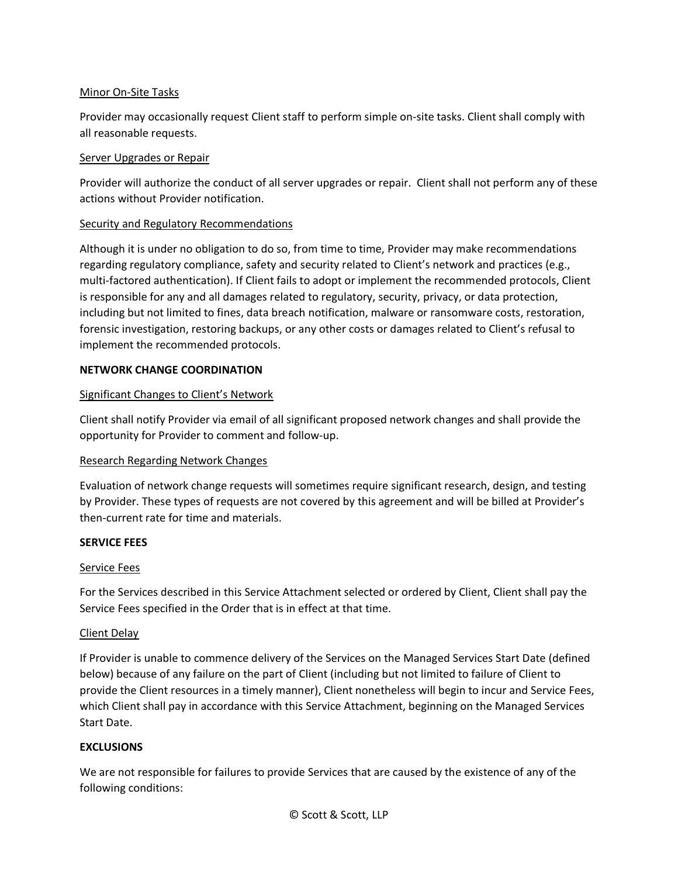Minor On-Site Tasks

Provider may occasionally request Client staff to perform simple on-site tasks. Client shall comply with all reasonable requests.

Server Upgrades or Repair

Provider will authorize the conduct of all server upgrades or repair. Client shall not perform any of these actions without Provider notification.

Security and Regulatory Recommendations

Although it is under no obligation to do so, from time to time, Provider may make recommendations regarding regulatory compliance, safety and security related to Client's network and practices (e.g., multi-factored authentication). If Client fails to adopt or implement the recommended protocols, Client is responsible for any and all damages related to regulatory, security, privacy, or data protection, including but not limited to fines, data breach notification, malware or ransomware costs, restoration, forensic investigation, restoring backups, or any other costs or damages related to Client's refusal to implement the recommended protocols.

**NETWORK CHANGE COORDINATION**

Significant Changes to Client's Network

Client shall notify Provider via email of all significant proposed network changes and shall provide the opportunity for Provider to comment and follow-up.

Research Regarding Network Changes

Evaluation of network change requests will sometimes require significant research, design, and testing by Provider. These types of requests are not covered by this agreement and will be billed at Provider's then-current rate for time and materials.

**SERVICE FEES**

Service Fees

For the Services described in this Service Attachment selected or ordered by Client, Client shall pay the Service Fees specified in the Order that is in effect at that time.

Client Delay

If Provider is unable to commence delivery of the Services on the Managed Services Start Date (defined below) because of any failure on the part of Client (including but not limited to failure of Client to provide the Client resources in a timely manner), Client nonetheless will begin to incur and Service Fees, which Client shall pay in accordance with this Service Attachment, beginning on the Managed Services Start Date.

**EXCLUSIONS**

We are not responsible for failures to provide Services that are caused by the existence of any of the following conditions: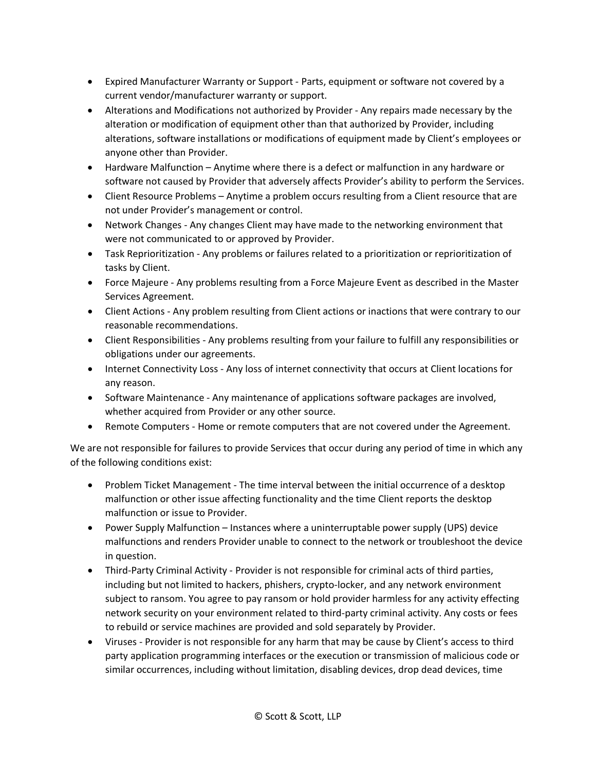- Expired Manufacturer Warranty or Support - Parts, equipment or software not covered by a current vendor/manufacturer warranty or support.
- Alterations and Modifications not authorized by Provider - Any repairs made necessary by the alteration or modification of equipment other than that authorized by Provider, including alterations, software installations or modifications of equipment made by Client's employees or anyone other than Provider.
- Hardware Malfunction – Anytime where there is a defect or malfunction in any hardware or software not caused by Provider that adversely affects Provider's ability to perform the Services.
- Client Resource Problems – Anytime a problem occurs resulting from a Client resource that are not under Provider's management or control.
- Network Changes - Any changes Client may have made to the networking environment that were not communicated to or approved by Provider.
- Task Reprioritization - Any problems or failures related to a prioritization or reprioritization of tasks by Client.
- Force Majeure - Any problems resulting from a Force Majeure Event as described in the Master Services Agreement.
- Client Actions - Any problem resulting from Client actions or inactions that were contrary to our reasonable recommendations.
- Client Responsibilities - Any problems resulting from your failure to fulfill any responsibilities or obligations under our agreements.
- Internet Connectivity Loss - Any loss of internet connectivity that occurs at Client locations for any reason.
- Software Maintenance - Any maintenance of applications software packages are involved, whether acquired from Provider or any other source.
- Remote Computers - Home or remote computers that are not covered under the Agreement.

We are not responsible for failures to provide Services that occur during any period of time in which any of the following conditions exist:

- Problem Ticket Management - The time interval between the initial occurrence of a desktop malfunction or other issue affecting functionality and the time Client reports the desktop malfunction or issue to Provider.
- Power Supply Malfunction – Instances where a uninterruptable power supply (UPS) device malfunctions and renders Provider unable to connect to the network or troubleshoot the device in question.
- Third-Party Criminal Activity - Provider is not responsible for criminal acts of third parties, including but not limited to hackers, phishers, crypto-locker, and any network environment subject to ransom. You agree to pay ransom or hold provider harmless for any activity effecting network security on your environment related to third-party criminal activity. Any costs or fees to rebuild or service machines are provided and sold separately by Provider.
- Viruses - Provider is not responsible for any harm that may be cause by Client's access to third party application programming interfaces or the execution or transmission of malicious code or similar occurrences, including without limitation, disabling devices, drop dead devices, time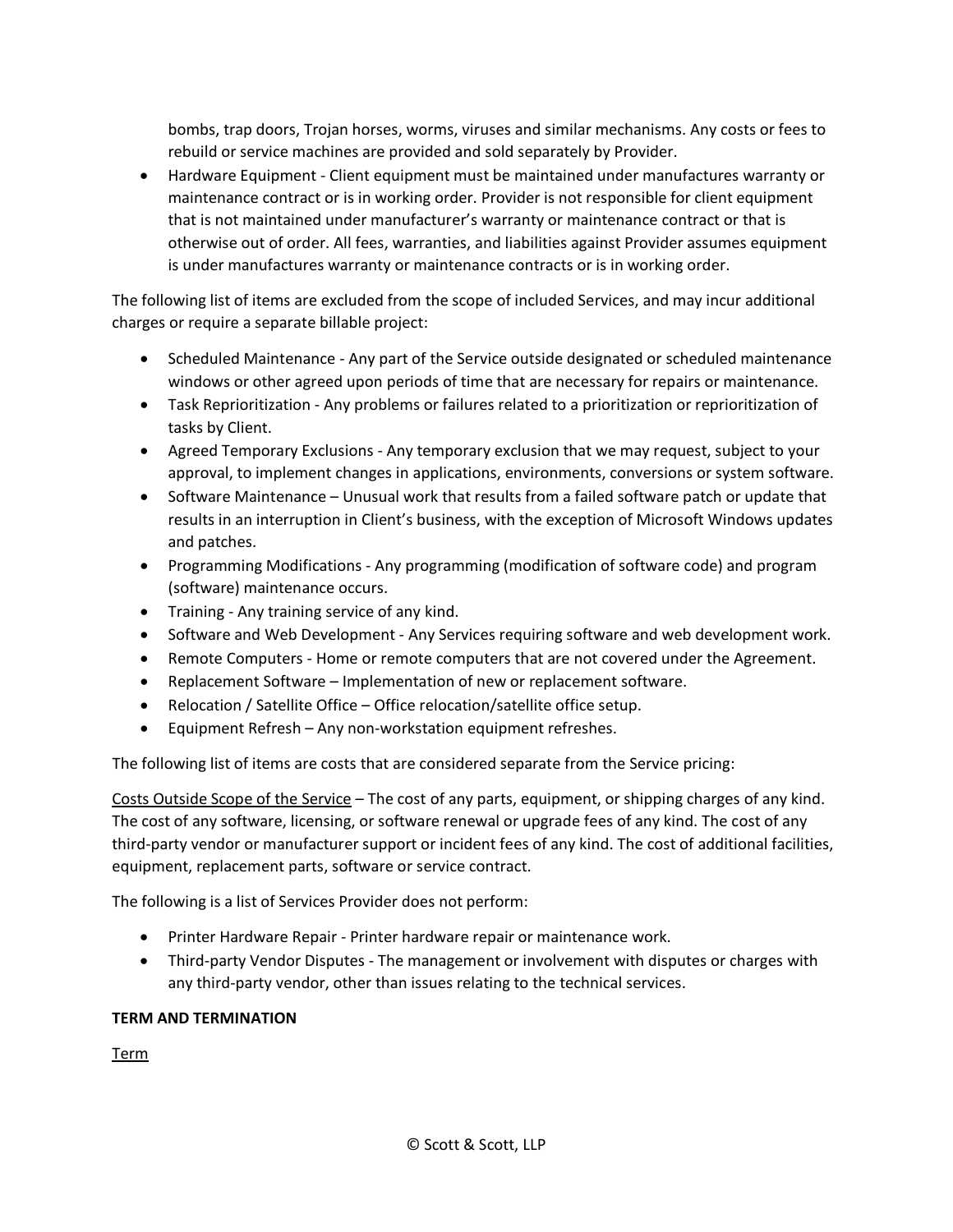bombs, trap doors, Trojan horses, worms, viruses and similar mechanisms. Any costs or fees to rebuild or service machines are provided and sold separately by Provider.

- Hardware Equipment - Client equipment must be maintained under manufactures warranty or maintenance contract or is in working order. Provider is not responsible for client equipment that is not maintained under manufacturer's warranty or maintenance contract or that is otherwise out of order. All fees, warranties, and liabilities against Provider assumes equipment is under manufactures warranty or maintenance contracts or is in working order.

The following list of items are excluded from the scope of included Services, and may incur additional charges or require a separate billable project:

- Scheduled Maintenance - Any part of the Service outside designated or scheduled maintenance windows or other agreed upon periods of time that are necessary for repairs or maintenance.
- Task Reprioritization - Any problems or failures related to a prioritization or reprioritization of tasks by Client.
- Agreed Temporary Exclusions - Any temporary exclusion that we may request, subject to your approval, to implement changes in applications, environments, conversions or system software.
- Software Maintenance – Unusual work that results from a failed software patch or update that results in an interruption in Client's business, with the exception of Microsoft Windows updates and patches.
- Programming Modifications - Any programming (modification of software code) and program (software) maintenance occurs.
- Training - Any training service of any kind.
- Software and Web Development - Any Services requiring software and web development work.
- Remote Computers - Home or remote computers that are not covered under the Agreement.
- Replacement Software – Implementation of new or replacement software.
- Relocation / Satellite Office – Office relocation/satellite office setup.
- Equipment Refresh – Any non-workstation equipment refreshes.

The following list of items are costs that are considered separate from the Service pricing:

<u>Costs Outside Scope of the Service</u> – The cost of any parts, equipment, or shipping charges of any kind. The cost of any software, licensing, or software renewal or upgrade fees of any kind. The cost of any third-party vendor or manufacturer support or incident fees of any kind. The cost of additional facilities, equipment, replacement parts, software or service contract.

The following is a list of Services Provider does not perform:

- Printer Hardware Repair - Printer hardware repair or maintenance work.
- Third-party Vendor Disputes - The management or involvement with disputes or charges with any third-party vendor, other than issues relating to the technical services.

**TERM AND TERMINATION**

<u>Term</u>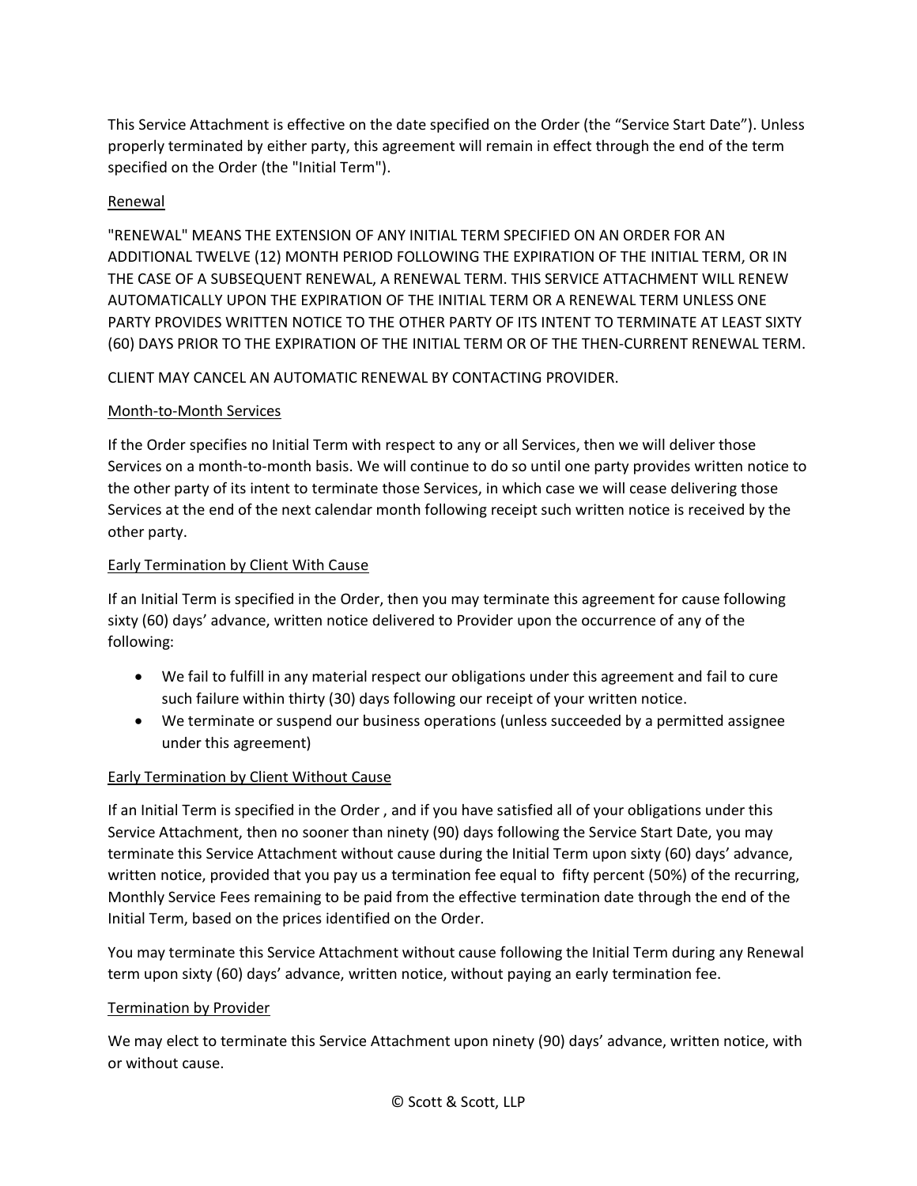This Service Attachment is effective on the date specified on the Order (the "Service Start Date"). Unless properly terminated by either party, this agreement will remain in effect through the end of the term specified on the Order (the "Initial Term").

<u>Renewal</u>

"RENEWAL" MEANS THE EXTENSION OF ANY INITIAL TERM SPECIFIED ON AN ORDER FOR AN ADDITIONAL TWELVE (12) MONTH PERIOD FOLLOWING THE EXPIRATION OF THE INITIAL TERM, OR IN THE CASE OF A SUBSEQUENT RENEWAL, A RENEWAL TERM. THIS SERVICE ATTACHMENT WILL RENEW AUTOMATICALLY UPON THE EXPIRATION OF THE INITIAL TERM OR A RENEWAL TERM UNLESS ONE PARTY PROVIDES WRITTEN NOTICE TO THE OTHER PARTY OF ITS INTENT TO TERMINATE AT LEAST SIXTY (60) DAYS PRIOR TO THE EXPIRATION OF THE INITIAL TERM OR OF THE THEN-CURRENT RENEWAL TERM.

CLIENT MAY CANCEL AN AUTOMATIC RENEWAL BY CONTACTING PROVIDER.

<u>Month-to-Month Services</u>

If the Order specifies no Initial Term with respect to any or all Services, then we will deliver those Services on a month-to-month basis. We will continue to do so until one party provides written notice to the other party of its intent to terminate those Services, in which case we will cease delivering those Services at the end of the next calendar month following receipt such written notice is received by the other party.

<u>Early Termination by Client With Cause</u>

If an Initial Term is specified in the Order, then you may terminate this agreement for cause following sixty (60) days' advance, written notice delivered to Provider upon the occurrence of any of the following:

- We fail to fulfill in any material respect our obligations under this agreement and fail to cure such failure within thirty (30) days following our receipt of your written notice.
- We terminate or suspend our business operations (unless succeeded by a permitted assignee under this agreement)

<u>Early Termination by Client Without Cause</u>

If an Initial Term is specified in the Order , and if you have satisfied all of your obligations under this Service Attachment, then no sooner than ninety (90) days following the Service Start Date, you may terminate this Service Attachment without cause during the Initial Term upon sixty (60) days' advance, written notice, provided that you pay us a termination fee equal to fifty percent (50%) of the recurring, Monthly Service Fees remaining to be paid from the effective termination date through the end of the Initial Term, based on the prices identified on the Order.

You may terminate this Service Attachment without cause following the Initial Term during any Renewal term upon sixty (60) days' advance, written notice, without paying an early termination fee.

<u>Termination by Provider</u>

We may elect to terminate this Service Attachment upon ninety (90) days' advance, written notice, with or without cause.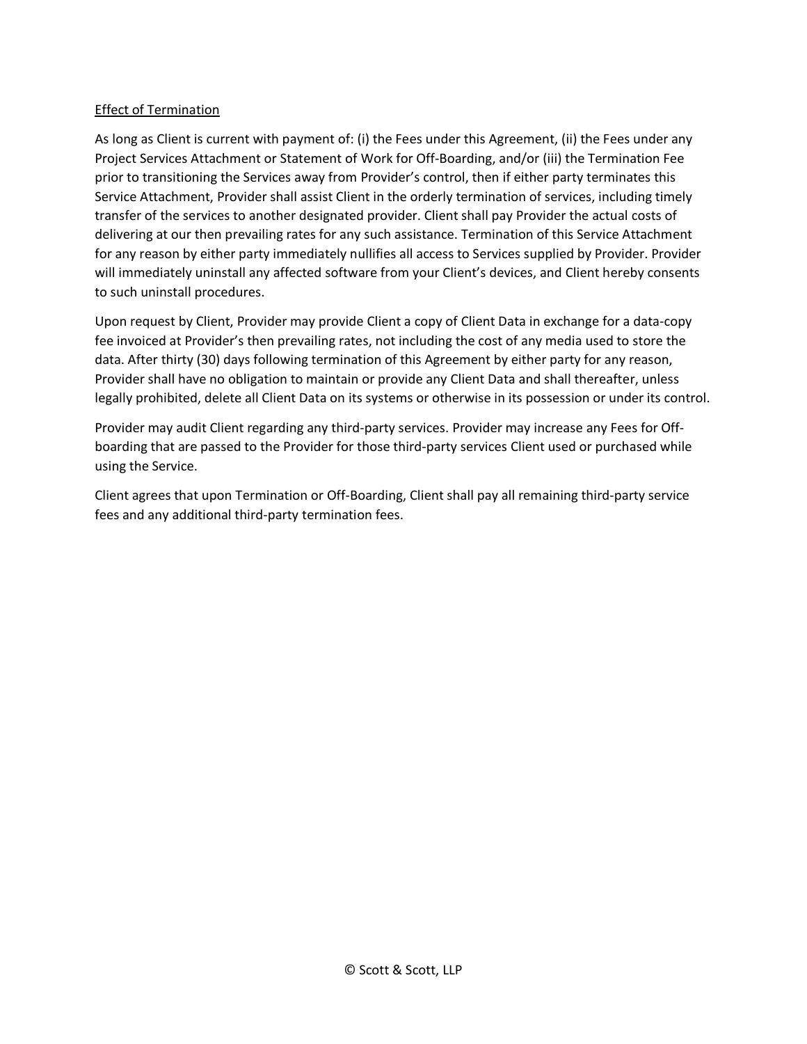Effect of Termination

As long as Client is current with payment of: (i) the Fees under this Agreement, (ii) the Fees under any Project Services Attachment or Statement of Work for Off-Boarding, and/or (iii) the Termination Fee prior to transitioning the Services away from Provider's control, then if either party terminates this Service Attachment, Provider shall assist Client in the orderly termination of services, including timely transfer of the services to another designated provider. Client shall pay Provider the actual costs of delivering at our then prevailing rates for any such assistance. Termination of this Service Attachment for any reason by either party immediately nullifies all access to Services supplied by Provider. Provider will immediately uninstall any affected software from your Client's devices, and Client hereby consents to such uninstall procedures.

Upon request by Client, Provider may provide Client a copy of Client Data in exchange for a data-copy fee invoiced at Provider's then prevailing rates, not including the cost of any media used to store the data. After thirty (30) days following termination of this Agreement by either party for any reason, Provider shall have no obligation to maintain or provide any Client Data and shall thereafter, unless legally prohibited, delete all Client Data on its systems or otherwise in its possession or under its control.

Provider may audit Client regarding any third-party services. Provider may increase any Fees for Off-boarding that are passed to the Provider for those third-party services Client used or purchased while using the Service.

Client agrees that upon Termination or Off-Boarding, Client shall pay all remaining third-party service fees and any additional third-party termination fees.

© Scott & Scott, LLP